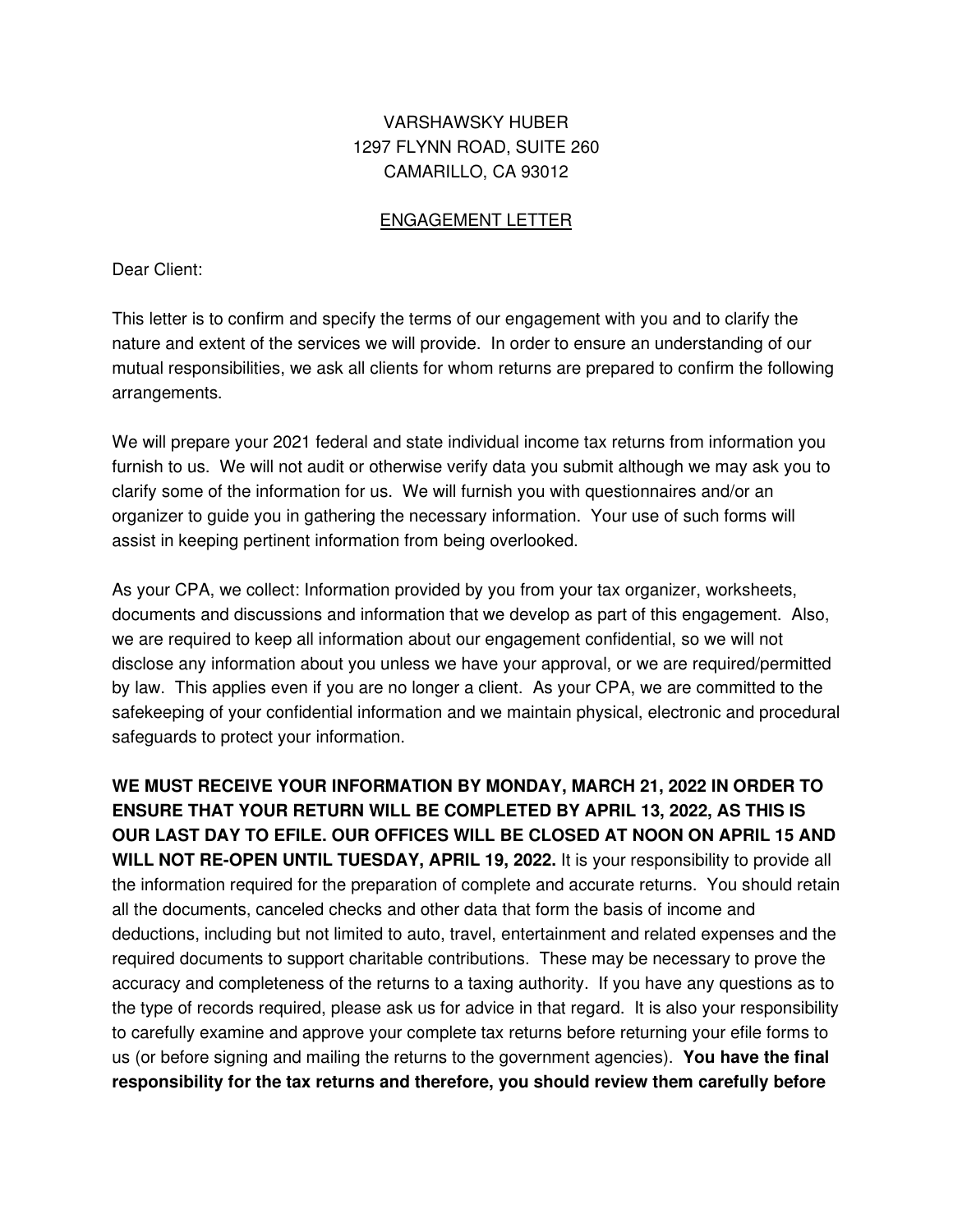VARSHAWSKY HUBER
1297 FLYNN ROAD, SUITE 260
CAMARILLO, CA 93012

## ENGAGEMENT LETTER

Dear Client:

This letter is to confirm and specify the terms of our engagement with you and to clarify the nature and extent of the services we will provide. In order to ensure an understanding of our mutual responsibilities, we ask all clients for whom returns are prepared to confirm the following arrangements.

We will prepare your 2021 federal and state individual income tax returns from information you furnish to us. We will not audit or otherwise verify data you submit although we may ask you to clarify some of the information for us. We will furnish you with questionnaires and/or an organizer to guide you in gathering the necessary information. Your use of such forms will assist in keeping pertinent information from being overlooked.

As your CPA, we collect: Information provided by you from your tax organizer, worksheets, documents and discussions and information that we develop as part of this engagement. Also, we are required to keep all information about our engagement confidential, so we will not disclose any information about you unless we have your approval, or we are required/permitted by law. This applies even if you are no longer a client. As your CPA, we are committed to the safekeeping of your confidential information and we maintain physical, electronic and procedural safeguards to protect your information.

**WE MUST RECEIVE YOUR INFORMATION BY MONDAY, MARCH 21, 2022 IN ORDER TO ENSURE THAT YOUR RETURN WILL BE COMPLETED BY APRIL 13, 2022, AS THIS IS OUR LAST DAY TO EFILE. OUR OFFICES WILL BE CLOSED AT NOON ON APRIL 15 AND WILL NOT RE-OPEN UNTIL TUESDAY, APRIL 19, 2022.** It is your responsibility to provide all the information required for the preparation of complete and accurate returns. You should retain all the documents, canceled checks and other data that form the basis of income and deductions, including but not limited to auto, travel, entertainment and related expenses and the required documents to support charitable contributions. These may be necessary to prove the accuracy and completeness of the returns to a taxing authority. If you have any questions as to the type of records required, please ask us for advice in that regard. It is also your responsibility to carefully examine and approve your complete tax returns before returning your efile forms to us (or before signing and mailing the returns to the government agencies). **You have the final responsibility for the tax returns and therefore, you should review them carefully before**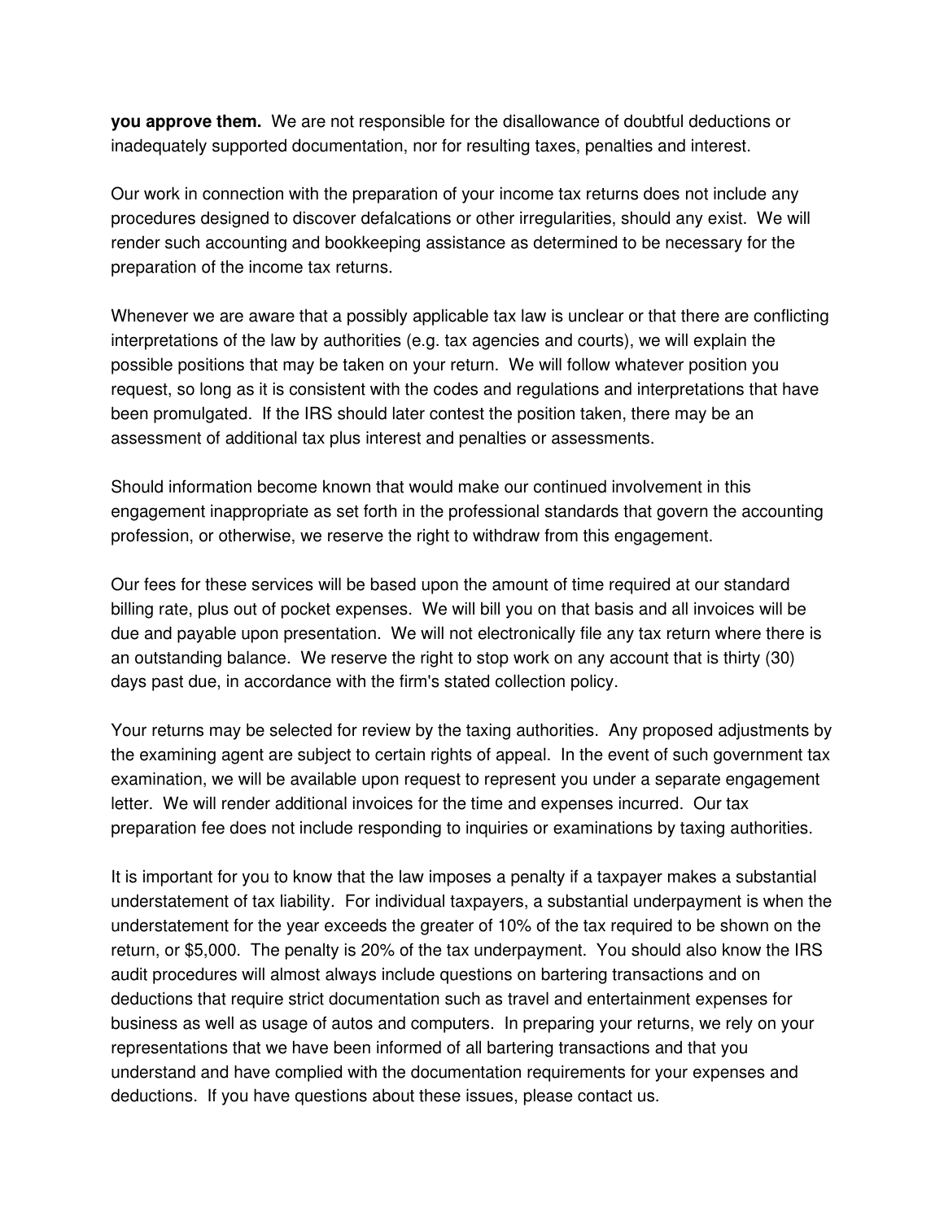**you approve them.** We are not responsible for the disallowance of doubtful deductions or inadequately supported documentation, nor for resulting taxes, penalties and interest.

Our work in connection with the preparation of your income tax returns does not include any procedures designed to discover defalcations or other irregularities, should any exist. We will render such accounting and bookkeeping assistance as determined to be necessary for the preparation of the income tax returns.

Whenever we are aware that a possibly applicable tax law is unclear or that there are conflicting interpretations of the law by authorities (e.g. tax agencies and courts), we will explain the possible positions that may be taken on your return. We will follow whatever position you request, so long as it is consistent with the codes and regulations and interpretations that have been promulgated. If the IRS should later contest the position taken, there may be an assessment of additional tax plus interest and penalties or assessments.

Should information become known that would make our continued involvement in this engagement inappropriate as set forth in the professional standards that govern the accounting profession, or otherwise, we reserve the right to withdraw from this engagement.

Our fees for these services will be based upon the amount of time required at our standard billing rate, plus out of pocket expenses. We will bill you on that basis and all invoices will be due and payable upon presentation. We will not electronically file any tax return where there is an outstanding balance. We reserve the right to stop work on any account that is thirty (30) days past due, in accordance with the firm's stated collection policy.

Your returns may be selected for review by the taxing authorities. Any proposed adjustments by the examining agent are subject to certain rights of appeal. In the event of such government tax examination, we will be available upon request to represent you under a separate engagement letter. We will render additional invoices for the time and expenses incurred. Our tax preparation fee does not include responding to inquiries or examinations by taxing authorities.

It is important for you to know that the law imposes a penalty if a taxpayer makes a substantial understatement of tax liability. For individual taxpayers, a substantial underpayment is when the understatement for the year exceeds the greater of 10% of the tax required to be shown on the return, or $5,000. The penalty is 20% of the tax underpayment. You should also know the IRS audit procedures will almost always include questions on bartering transactions and on deductions that require strict documentation such as travel and entertainment expenses for business as well as usage of autos and computers. In preparing your returns, we rely on your representations that we have been informed of all bartering transactions and that you understand and have complied with the documentation requirements for your expenses and deductions. If you have questions about these issues, please contact us.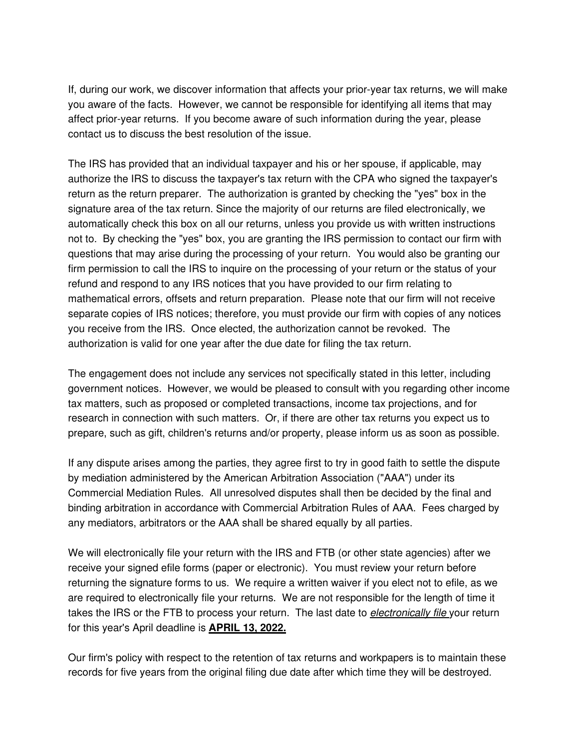If, during our work, we discover information that affects your prior-year tax returns, we will make you aware of the facts. However, we cannot be responsible for identifying all items that may affect prior-year returns. If you become aware of such information during the year, please contact us to discuss the best resolution of the issue.

The IRS has provided that an individual taxpayer and his or her spouse, if applicable, may authorize the IRS to discuss the taxpayer's tax return with the CPA who signed the taxpayer's return as the return preparer. The authorization is granted by checking the "yes" box in the signature area of the tax return. Since the majority of our returns are filed electronically, we automatically check this box on all our returns, unless you provide us with written instructions not to. By checking the "yes" box, you are granting the IRS permission to contact our firm with questions that may arise during the processing of your return. You would also be granting our firm permission to call the IRS to inquire on the processing of your return or the status of your refund and respond to any IRS notices that you have provided to our firm relating to mathematical errors, offsets and return preparation. Please note that our firm will not receive separate copies of IRS notices; therefore, you must provide our firm with copies of any notices you receive from the IRS. Once elected, the authorization cannot be revoked. The authorization is valid for one year after the due date for filing the tax return.

The engagement does not include any services not specifically stated in this letter, including government notices. However, we would be pleased to consult with you regarding other income tax matters, such as proposed or completed transactions, income tax projections, and for research in connection with such matters. Or, if there are other tax returns you expect us to prepare, such as gift, children's returns and/or property, please inform us as soon as possible.

If any dispute arises among the parties, they agree first to try in good faith to settle the dispute by mediation administered by the American Arbitration Association ("AAA") under its Commercial Mediation Rules. All unresolved disputes shall then be decided by the final and binding arbitration in accordance with Commercial Arbitration Rules of AAA. Fees charged by any mediators, arbitrators or the AAA shall be shared equally by all parties.

We will electronically file your return with the IRS and FTB (or other state agencies) after we receive your signed efile forms (paper or electronic). You must review your return before returning the signature forms to us. We require a written waiver if you elect not to efile, as we are required to electronically file your returns. We are not responsible for the length of time it takes the IRS or the FTB to process your return. The last date to *electronically file* your return for this year's April deadline is **APRIL 13, 2022.**

Our firm's policy with respect to the retention of tax returns and workpapers is to maintain these records for five years from the original filing due date after which time they will be destroyed.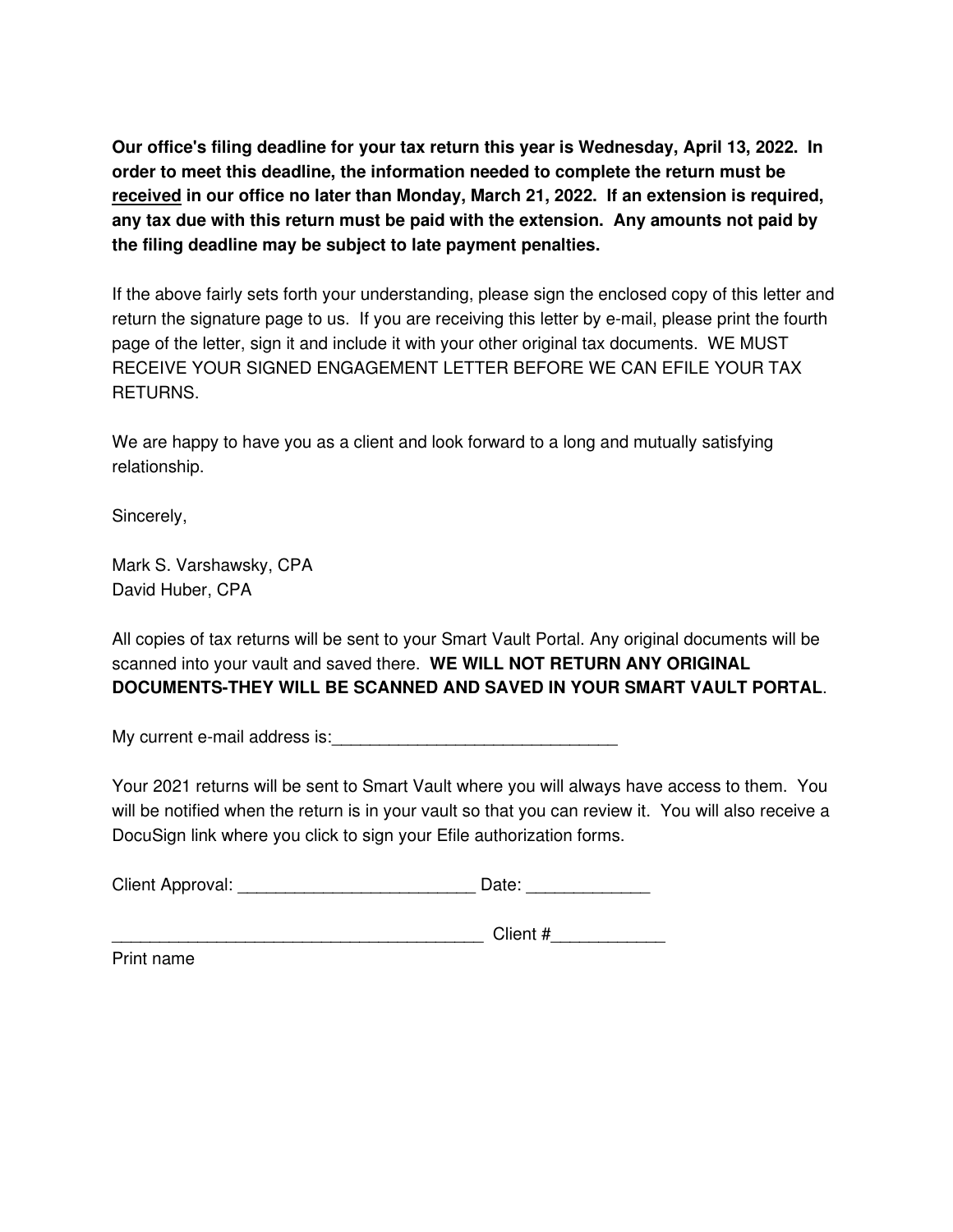**Our office's filing deadline for your tax return this year is Wednesday, April 13, 2022. In order to meet this deadline, the information needed to complete the return must be <u>received</u> in our office no later than Monday, March 21, 2022. If an extension is required, any tax due with this return must be paid with the extension. Any amounts not paid by the filing deadline may be subject to late payment penalties.**

If the above fairly sets forth your understanding, please sign the enclosed copy of this letter and return the signature page to us. If you are receiving this letter by e-mail, please print the fourth page of the letter, sign it and include it with your other original tax documents. WE MUST RECEIVE YOUR SIGNED ENGAGEMENT LETTER BEFORE WE CAN EFILE YOUR TAX RETURNS.

We are happy to have you as a client and look forward to a long and mutually satisfying relationship.

Sincerely,

Mark S. Varshawsky, CPA
David Huber, CPA

All copies of tax returns will be sent to your Smart Vault Portal. Any original documents will be scanned into your vault and saved there. **WE WILL NOT RETURN ANY ORIGINAL DOCUMENTS-THEY WILL BE SCANNED AND SAVED IN YOUR SMART VAULT PORTAL**.

My current e-mail address is:______________________________

Your 2021 returns will be sent to Smart Vault where you will always have access to them. You will be notified when the return is in your vault so that you can review it. You will also receive a DocuSign link where you click to sign your Efile authorization forms.

Client Approval: _________________________ Date: _____________

_______________________________________ Client #____________
Print name